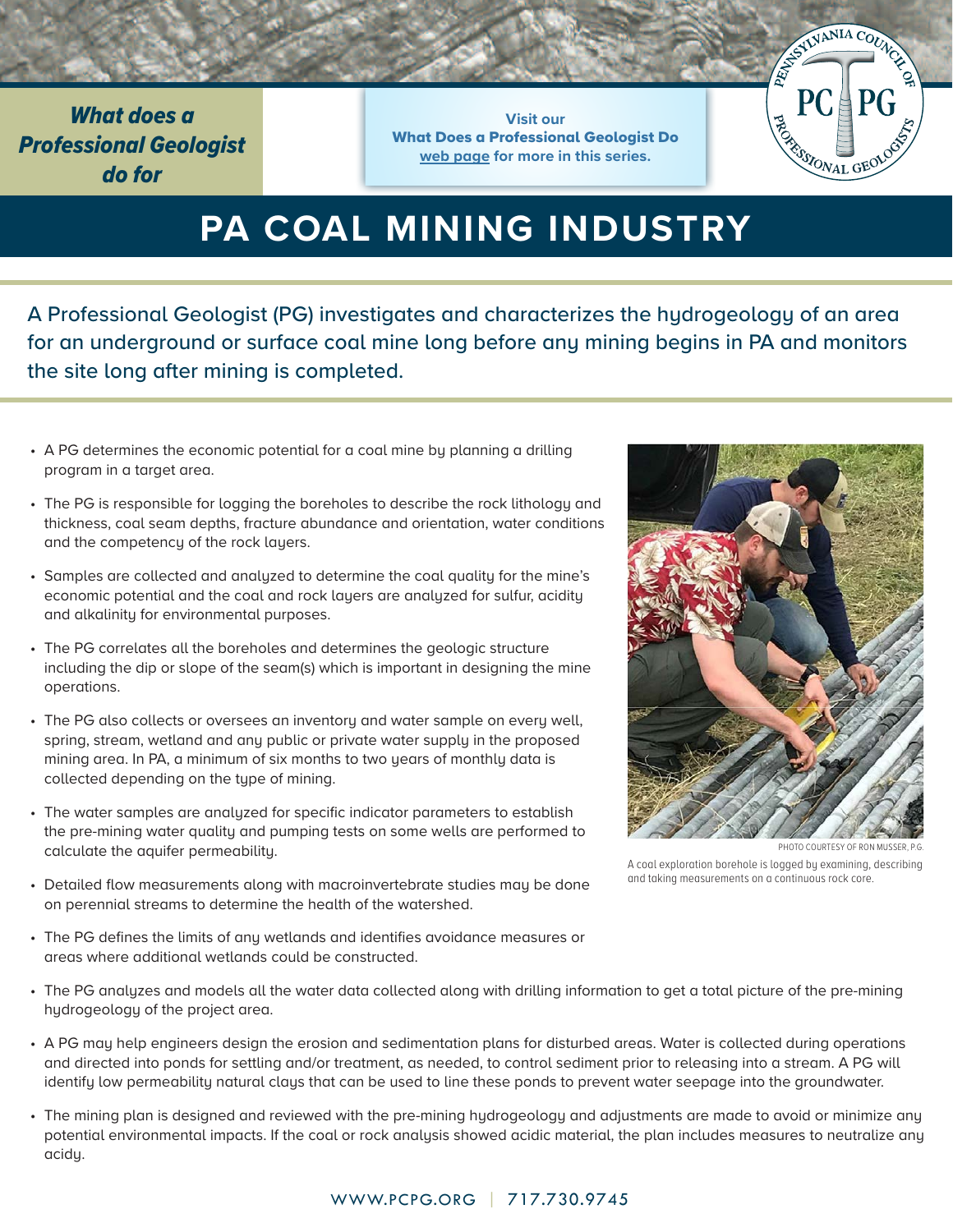*What does a Professional Geologist do for*

**Visit our What Does a Professional Geologist Do web page for more in this series.**

# PA COAL MINING INDUSTRY

A Professional Geologist (PG) investigates and characterizes the hydrogeology of an area for an underground or surface coal mine long before any mining begins in PA and monitors the site long after mining is completed.

- A PG determines the economic potential for a coal mine by planning a drilling program in a target area.
- The PG is responsible for logging the boreholes to describe the rock lithology and thickness, coal seam depths, fracture abundance and orientation, water conditions and the competency of the rock layers.
- Samples are collected and analyzed to determine the coal quality for the mine's economic potential and the coal and rock layers are analyzed for sulfur, acidity and alkalinity for environmental purposes.
- The PG correlates all the boreholes and determines the geologic structure including the dip or slope of the seam(s) which is important in designing the mine operations.
- The PG also collects or oversees an inventory and water sample on every well, spring, stream, wetland and any public or private water supply in the proposed mining area. In PA, a minimum of six months to two years of monthly data is collected depending on the type of mining.
- The water samples are analyzed for specific indicator parameters to establish the pre-mining water quality and pumping tests on some wells are performed to calculate the aquifer permeability.
- Detailed flow measurements along with macroinvertebrate studies may be done on perennial streams to determine the health of the watershed.
- The PG defines the limits of any wetlands and identifies avoidance measures or areas where additional wetlands could be constructed.
- The PG analyzes and models all the water data collected along with drilling information to get a total picture of the pre-mining hydrogeology of the project area.
- A PG may help engineers design the erosion and sedimentation plans for disturbed areas. Water is collected during operations and directed into ponds for settling and/or treatment, as needed, to control sediment prior to releasing into a stream. A PG will identify low permeability natural clays that can be used to line these ponds to prevent water seepage into the groundwater.
- The mining plan is designed and reviewed with the pre-mining hydrogeology and adjustments are made to avoid or minimize any potential environmental impacts. If the coal or rock analysis showed acidic material, the plan includes measures to neutralize any acidy.

PHOTO COURTESY OF RON MUSSER, P.G.

A coal exploration borehole is logged by examining, describing and taking measurements on a continuous rock core.

WWW.PCPG.ORG | 717.730.9745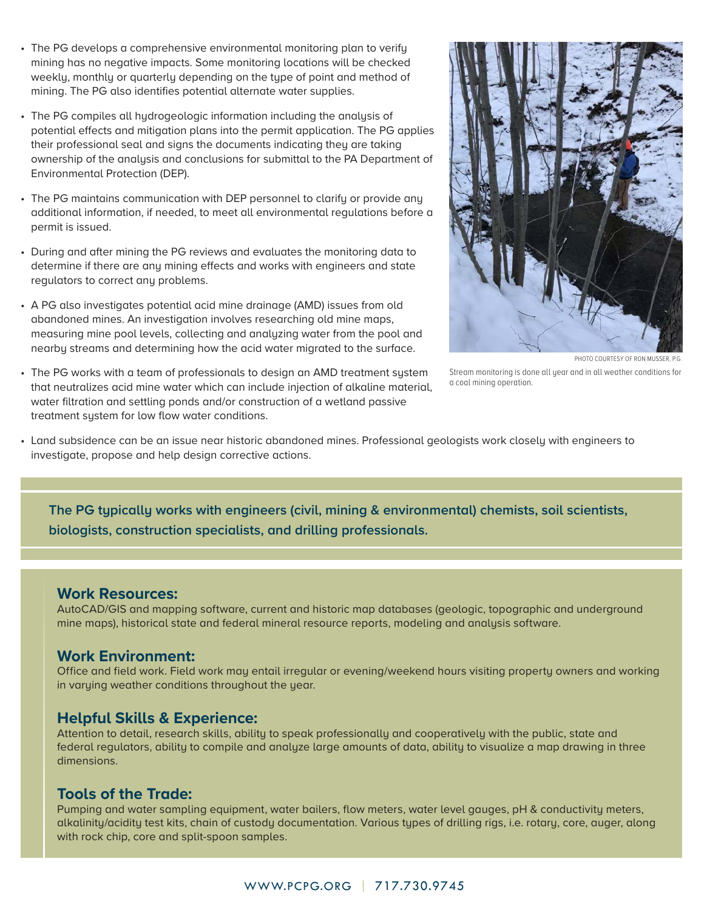- The PG develops a comprehensive environmental monitoring plan to verify mining has no negative impacts. Some monitoring locations will be checked weekly, monthly or quarterly depending on the type of point and method of mining. The PG also identifies potential alternate water supplies.
- The PG compiles all hydrogeologic information including the analysis of potential effects and mitigation plans into the permit application. The PG applies their professional seal and signs the documents indicating they are taking ownership of the analysis and conclusions for submittal to the PA Department of Environmental Protection (DEP).
- The PG maintains communication with DEP personnel to clarify or provide any additional information, if needed, to meet all environmental regulations before a permit is issued.
- During and after mining the PG reviews and evaluates the monitoring data to determine if there are any mining effects and works with engineers and state regulators to correct any problems.
- A PG also investigates potential acid mine drainage (AMD) issues from old abandoned mines. An investigation involves researching old mine maps, measuring mine pool levels, collecting and analyzing water from the pool and nearby streams and determining how the acid water migrated to the surface.
- The PG works with a team of professionals to design an AMD treatment system that neutralizes acid mine water which can include injection of alkaline material, water filtration and settling ponds and/or construction of a wetland passive treatment system for low flow water conditions.
- Land subsidence can be an issue near historic abandoned mines. Professional geologists work closely with engineers to investigate, propose and help design corrective actions.

PHOTO COURTESY OF RON MUSSER, P.G.

Stream monitoring is done all year and in all weather conditions for a coal mining operation.

**The PG typically works with engineers (civil, mining & environmental) chemists, soil scientists, biologists, construction specialists, and drilling professionals.**

## Work Resources:

AutoCAD/GIS and mapping software, current and historic map databases (geologic, topographic and underground mine maps), historical state and federal mineral resource reports, modeling and analysis software.

## Work Environment:

Office and field work. Field work may entail irregular or evening/weekend hours visiting property owners and working in varying weather conditions throughout the year.

## Helpful Skills & Experience:

Attention to detail, research skills, ability to speak professionally and cooperatively with the public, state and federal regulators, ability to compile and analyze large amounts of data, ability to visualize a map drawing in three dimensions.

## Tools of the Trade:

Pumping and water sampling equipment, water bailers, flow meters, water level gauges, pH & conductivity meters, alkalinity/acidity test kits, chain of custody documentation. Various types of drilling rigs, i.e. rotary, core, auger, along with rock chip, core and split-spoon samples.

WWW.PCPG.ORG | 717.730.9745